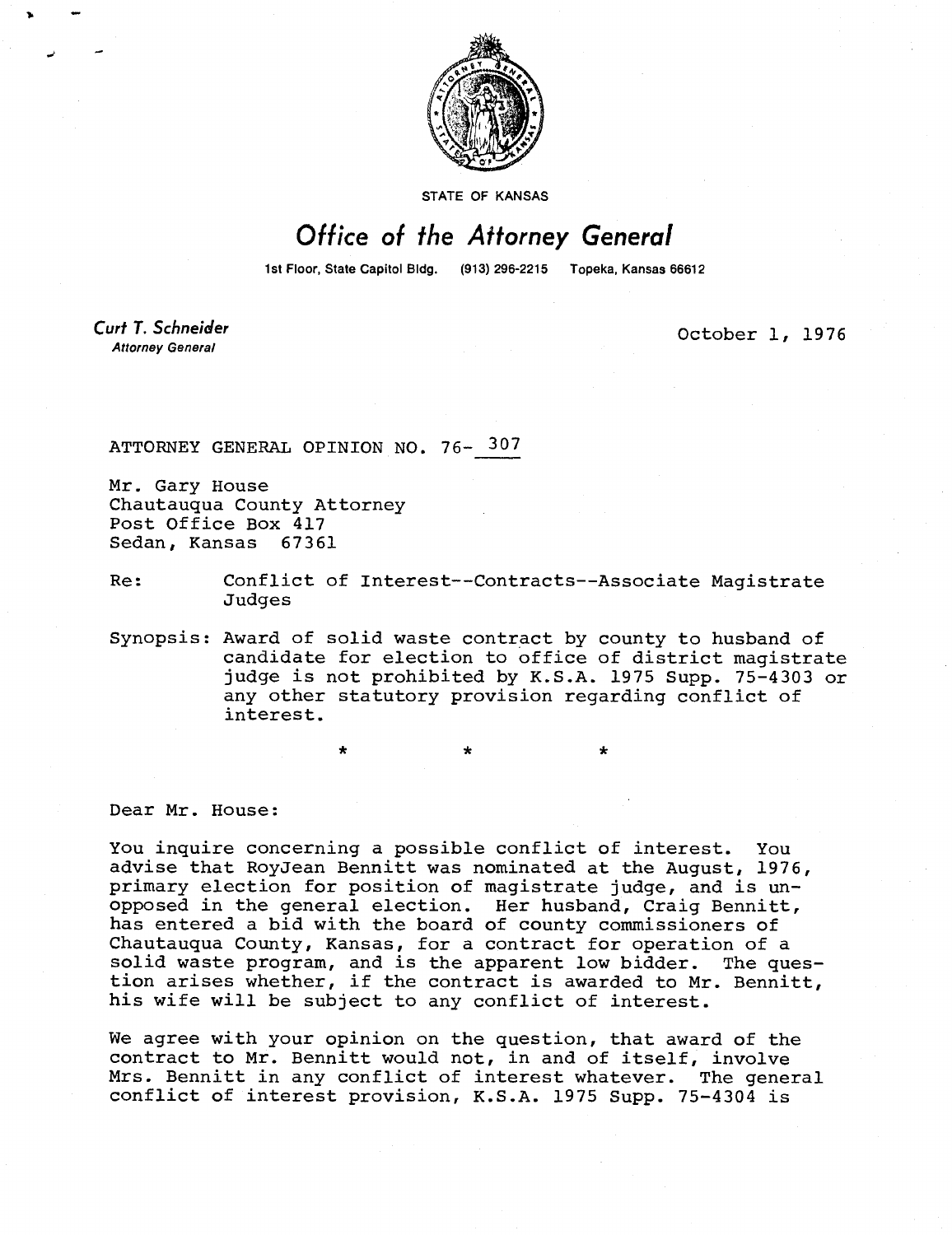STATE OF KANSAS

# Office of the Attorney General

1st Floor, State Capitol Bldg. (913) 296-2215 Topeka, Kansas 66612

**Curt T. Schneider**
*Attorney General*

October 1, 1976

ATTORNEY GENERAL OPINION NO. 76- 307

Mr. Gary House
Chautauqua County Attorney
Post Office Box 417
Sedan, Kansas 67361

Re: Conflict of Interest--Contracts--Associate Magistrate Judges

Synopsis: Award of solid waste contract by county to husband of candidate for election to office of district magistrate judge is not prohibited by K.S.A. 1975 Supp. 75-4303 or any other statutory provision regarding conflict of interest.

\* \* \*

Dear Mr. House:

You inquire concerning a possible conflict of interest. You advise that RoyJean Bennitt was nominated at the August, 1976, primary election for position of magistrate judge, and is unopposed in the general election. Her husband, Craig Bennitt, has entered a bid with the board of county commissioners of Chautauqua County, Kansas, for a contract for operation of a solid waste program, and is the apparent low bidder. The question arises whether, if the contract is awarded to Mr. Bennitt, his wife will be subject to any conflict of interest.

We agree with your opinion on the question, that award of the contract to Mr. Bennitt would not, in and of itself, involve Mrs. Bennitt in any conflict of interest whatever. The general conflict of interest provision, K.S.A. 1975 Supp. 75-4304 is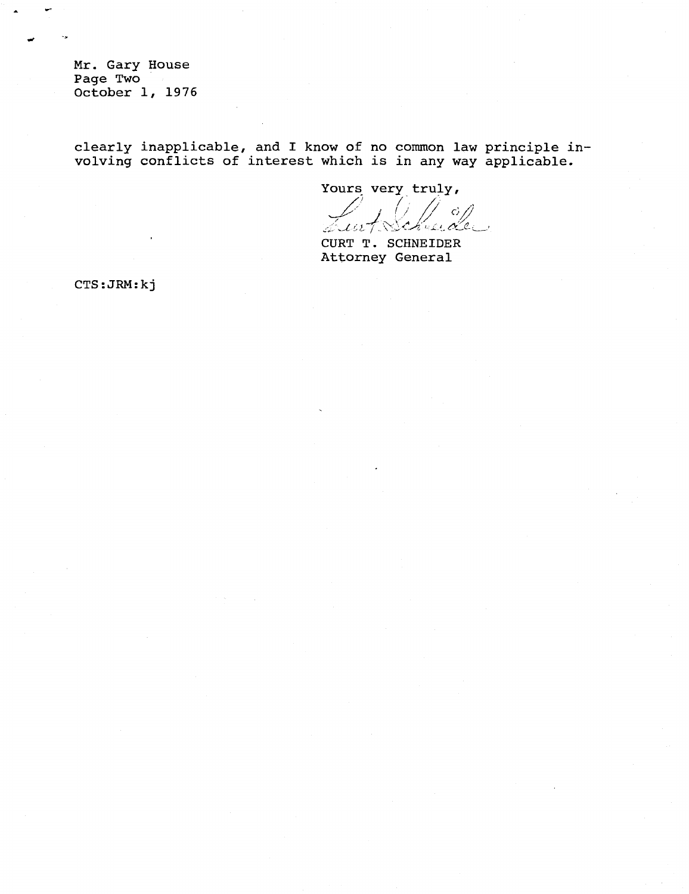Mr. Gary House
Page Two
October 1, 1976

clearly inapplicable, and I know of no common law principle involving conflicts of interest which is in any way applicable.

Yours very truly,

CURT T. SCHNEIDER
Attorney General

CTS:JRM:kj